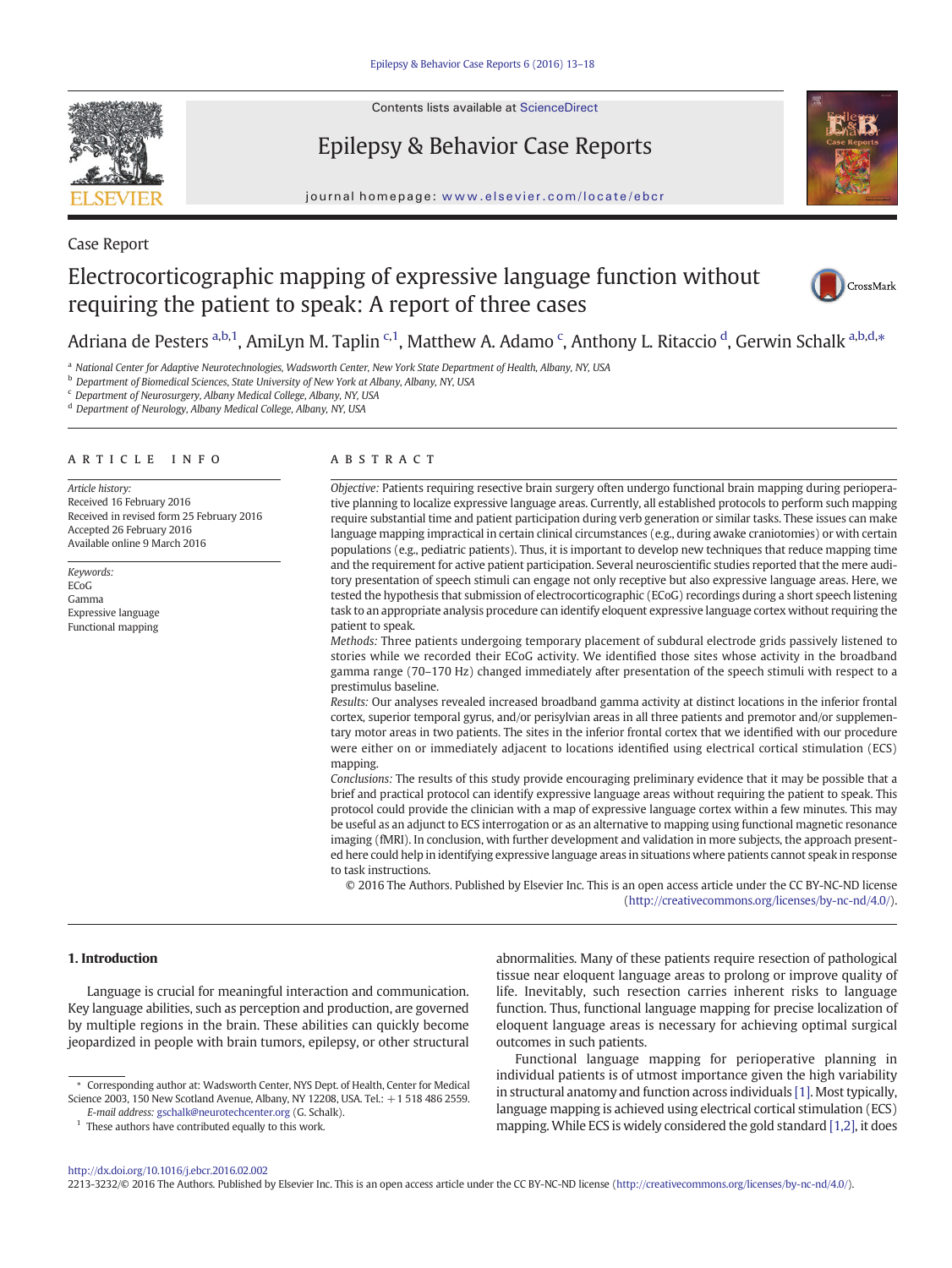Case Report

# Electrocorticographic mapping of expressive language function without requiring the patient to speak: A report of three cases

Adriana de Pesters [a,b,1], AmiLyn M. Taplin [c,1], Matthew A. Adamo [c], Anthony L. Ritaccio [d], Gerwin Schalk [a,b,d,*]

[a] National Center for Adaptive Neurotechnologies, Wadsworth Center, New York State Department of Health, Albany, NY, USA
[b] Department of Biomedical Sciences, State University of New York at Albany, Albany, NY, USA
[c] Department of Neurosurgery, Albany Medical College, Albany, NY, USA
[d] Department of Neurology, Albany Medical College, Albany, NY, USA

## ARTICLE INFO

*Article history:*
Received 16 February 2016
Received in revised form 25 February 2016
Accepted 26 February 2016
Available online 9 March 2016

*Keywords:*
ECoG
Gamma
Expressive language
Functional mapping

## ABSTRACT

*Objective:* Patients requiring resective brain surgery often undergo functional brain mapping during perioperative planning to localize expressive language areas. Currently, all established protocols to perform such mapping require substantial time and patient participation during verb generation or similar tasks. These issues can make language mapping impractical in certain clinical circumstances (e.g., during awake craniotomies) or with certain populations (e.g., pediatric patients). Thus, it is important to develop new techniques that reduce mapping time and the requirement for active patient participation. Several neuroscientific studies reported that the mere auditory presentation of speech stimuli can engage not only receptive but also expressive language areas. Here, we tested the hypothesis that submission of electrocorticographic (ECoG) recordings during a short speech listening task to an appropriate analysis procedure can identify eloquent expressive language cortex without requiring the patient to speak.

*Methods:* Three patients undergoing temporary placement of subdural electrode grids passively listened to stories while we recorded their ECoG activity. We identified those sites whose activity in the broadband gamma range (70–170 Hz) changed immediately after presentation of the speech stimuli with respect to a prestimulus baseline.

*Results:* Our analyses revealed increased broadband gamma activity at distinct locations in the inferior frontal cortex, superior temporal gyrus, and/or perisylvian areas in all three patients and premotor and/or supplementary motor areas in two patients. The sites in the inferior frontal cortex that we identified with our procedure were either on or immediately adjacent to locations identified using electrical cortical stimulation (ECS) mapping.

*Conclusions:* The results of this study provide encouraging preliminary evidence that it may be possible that a brief and practical protocol can identify expressive language areas without requiring the patient to speak. This protocol could provide the clinician with a map of expressive language cortex within a few minutes. This may be useful as an adjunct to ECS interrogation or as an alternative to mapping using functional magnetic resonance imaging (fMRI). In conclusion, with further development and validation in more subjects, the approach presented here could help in identifying expressive language areas in situations where patients cannot speak in response to task instructions.

© 2016 The Authors. Published by Elsevier Inc. This is an open access article under the CC BY-NC-ND license (http://creativecommons.org/licenses/by-nc-nd/4.0/).

## 1. Introduction

Language is crucial for meaningful interaction and communication. Key language abilities, such as perception and production, are governed by multiple regions in the brain. These abilities can quickly become jeopardized in people with brain tumors, epilepsy, or other structural abnormalities. Many of these patients require resection of pathological tissue near eloquent language areas to prolong or improve quality of life. Inevitably, such resection carries inherent risks to language function. Thus, functional language mapping for precise localization of eloquent language areas is necessary for achieving optimal surgical outcomes in such patients.

Functional language mapping for perioperative planning in individual patients is of utmost importance given the high variability in structural anatomy and function across individuals [1]. Most typically, language mapping is achieved using electrical cortical stimulation (ECS) mapping. While ECS is widely considered the gold standard [1,2], it does

* Corresponding author at: Wadsworth Center, NYS Dept. of Health, Center for Medical Science 2003, 150 New Scotland Avenue, Albany, NY 12208, USA. Tel.: +1 518 486 2559. E-mail address: gschalk@neurotechcenter.org (G. Schalk).

1 These authors have contributed equally to this work.

http://dx.doi.org/10.1016/j.ebcr.2016.02.002
2213-3232/© 2016 The Authors. Published by Elsevier Inc. This is an open access article under the CC BY-NC-ND license (http://creativecommons.org/licenses/by-nc-nd/4.0/).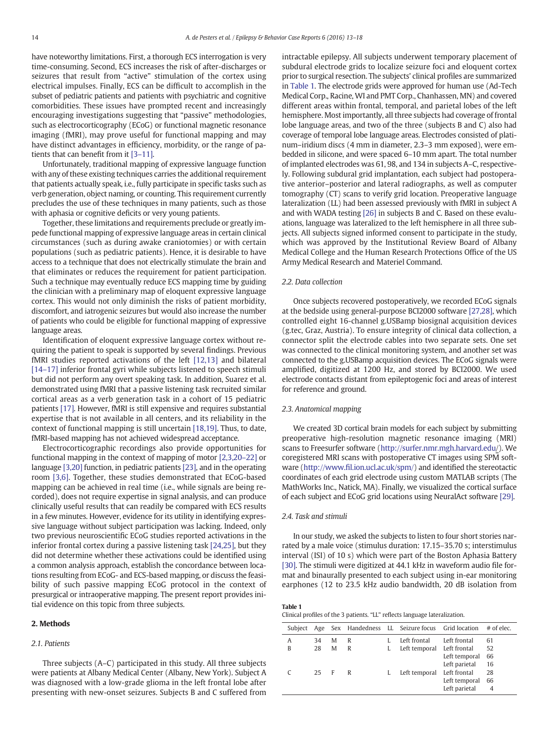have noteworthy limitations. First, a thorough ECS interrogation is very time-consuming. Second, ECS increases the risk of after-discharges or seizures that result from "active" stimulation of the cortex using electrical impulses. Finally, ECS can be difficult to accomplish in the subset of pediatric patients and patients with psychiatric and cognitive comorbidities. These issues have prompted recent and increasingly encouraging investigations suggesting that "passive" methodologies, such as electrocorticography (ECoG) or functional magnetic resonance imaging (fMRI), may prove useful for functional mapping and may have distinct advantages in efficiency, morbidity, or the range of patients that can benefit from it [3–11].

Unfortunately, traditional mapping of expressive language function with any of these existing techniques carries the additional requirement that patients actually speak, i.e., fully participate in specific tasks such as verb generation, object naming, or counting. This requirement currently precludes the use of these techniques in many patients, such as those with aphasia or cognitive deficits or very young patients.

Together, these limitations and requirements preclude or greatly impede functional mapping of expressive language areas in certain clinical circumstances (such as during awake craniotomies) or with certain populations (such as pediatric patients). Hence, it is desirable to have access to a technique that does not electrically stimulate the brain and that eliminates or reduces the requirement for patient participation. Such a technique may eventually reduce ECS mapping time by guiding the clinician with a preliminary map of eloquent expressive language cortex. This would not only diminish the risks of patient morbidity, discomfort, and iatrogenic seizures but would also increase the number of patients who could be eligible for functional mapping of expressive language areas.

Identification of eloquent expressive language cortex without requiring the patient to speak is supported by several findings. Previous fMRI studies reported activations of the left [12,13] and bilateral [14–17] inferior frontal gyri while subjects listened to speech stimuli but did not perform any overt speaking task. In addition, Suarez et al. demonstrated using fMRI that a passive listening task recruited similar cortical areas as a verb generation task in a cohort of 15 pediatric patients [17]. However, fMRI is still expensive and requires substantial expertise that is not available in all centers, and its reliability in the context of functional mapping is still uncertain [18,19]. Thus, to date, fMRI-based mapping has not achieved widespread acceptance.

Electrocorticographic recordings also provide opportunities for functional mapping in the context of mapping of motor [2,3,20–22] or language [3,20] function, in pediatric patients [23], and in the operating room [3,6]. Together, these studies demonstrated that ECoG-based mapping can be achieved in real time (i.e., while signals are being recorded), does not require expertise in signal analysis, and can produce clinically useful results that can readily be compared with ECS results in a few minutes. However, evidence for its utility in identifying expressive language without subject participation was lacking. Indeed, only two previous neuroscientific ECoG studies reported activations in the inferior frontal cortex during a passive listening task [24,25], but they did not determine whether these activations could be identified using a common analysis approach, establish the concordance between locations resulting from ECoG- and ECS-based mapping, or discuss the feasibility of such passive mapping ECoG protocol in the context of presurgical or intraoperative mapping. The present report provides initial evidence on this topic from three subjects.

## 2. Methods

### 2.1. Patients

Three subjects (A–C) participated in this study. All three subjects were patients at Albany Medical Center (Albany, New York). Subject A was diagnosed with a low-grade glioma in the left frontal lobe after presenting with new-onset seizures. Subjects B and C suffered from intractable epilepsy. All subjects underwent temporary placement of subdural electrode grids to localize seizure foci and eloquent cortex prior to surgical resection. The subjects' clinical profiles are summarized in Table 1. The electrode grids were approved for human use (Ad-Tech Medical Corp., Racine, WI and PMT Corp., Chanhassen, MN) and covered different areas within frontal, temporal, and parietal lobes of the left hemisphere. Most importantly, all three subjects had coverage of frontal lobe language areas, and two of the three (subjects B and C) also had coverage of temporal lobe language areas. Electrodes consisted of platinum–iridium discs (4 mm in diameter, 2.3–3 mm exposed), were embedded in silicone, and were spaced 6–10 mm apart. The total number of implanted electrodes was 61, 98, and 134 in subjects A–C, respectively. Following subdural grid implantation, each subject had postoperative anterior–posterior and lateral radiographs, as well as computer tomography (CT) scans to verify grid location. Preoperative language lateralization (LL) had been assessed previously with fMRI in subject A and with WADA testing [26] in subjects B and C. Based on these evaluations, language was lateralized to the left hemisphere in all three subjects. All subjects signed informed consent to participate in the study, which was approved by the Institutional Review Board of Albany Medical College and the Human Research Protections Office of the US Army Medical Research and Materiel Command.

### 2.2. Data collection

Once subjects recovered postoperatively, we recorded ECoG signals at the bedside using general-purpose BCI2000 software [27,28], which controlled eight 16-channel g.USBamp biosignal acquisition devices (g.tec, Graz, Austria). To ensure integrity of clinical data collection, a connector split the electrode cables into two separate sets. One set was connected to the clinical monitoring system, and another set was connected to the g.USBamp acquisition devices. The ECoG signals were amplified, digitized at 1200 Hz, and stored by BCI2000. We used electrode contacts distant from epileptogenic foci and areas of interest for reference and ground.

### 2.3. Anatomical mapping

We created 3D cortical brain models for each subject by submitting preoperative high-resolution magnetic resonance imaging (MRI) scans to Freesurfer software (http://surfer.nmr.mgh.harvard.edu/). We coregistered MRI scans with postoperative CT images using SPM software (http://www.fil.ion.ucl.ac.uk/spm/) and identified the stereotactic coordinates of each grid electrode using custom MATLAB scripts (The MathWorks Inc., Natick, MA). Finally, we visualized the cortical surface of each subject and ECoG grid locations using NeuralAct software [29].

### 2.4. Task and stimuli

In our study, we asked the subjects to listen to four short stories narrated by a male voice (stimulus duration: 17.15–35.70 s; interstimulus interval (ISI) of 10 s) which were part of the Boston Aphasia Battery [30]. The stimuli were digitized at 44.1 kHz in waveform audio file format and binaurally presented to each subject using in-ear monitoring earphones (12 to 23.5 kHz audio bandwidth, 20 dB isolation from

**Table 1**
Clinical profiles of the 3 patients. "LL" reflects language lateralization.

| Subject | Age | Sex | Handedness | LL | Seizure focus | Grid location | # of elec. |
|---|---|---|---|---|---|---|---|
| A | 34 | M | R | L | Left frontal | Left frontal | 61 |
| B | 28 | M | R | L | Left temporal | Left frontal | 52 |
| | | | | | | Left temporal | 66 |
| | | | | | | Left parietal | 16 |
| C | 25 | F | R | L | Left temporal | Left frontal | 28 |
| | | | | | | Left temporal | 66 |
| | | | | | | Left parietal | 4 |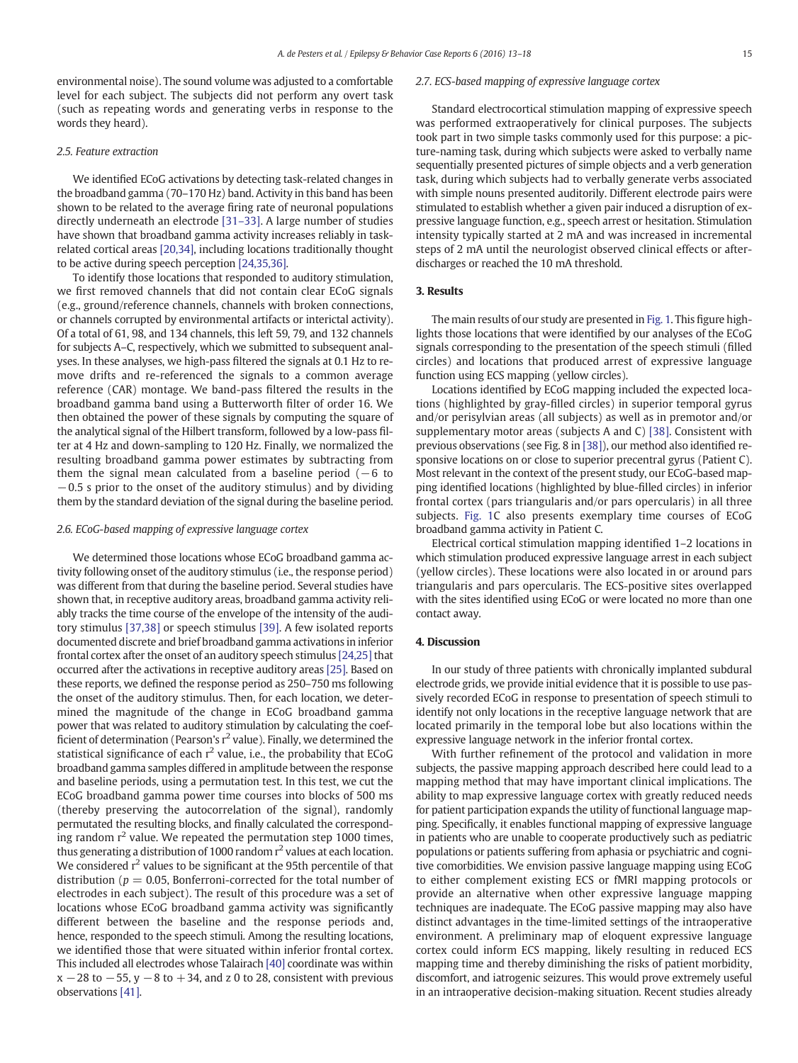environmental noise). The sound volume was adjusted to a comfortable level for each subject. The subjects did not perform any overt task (such as repeating words and generating verbs in response to the words they heard).

### 2.5. Feature extraction

We identified ECoG activations by detecting task-related changes in the broadband gamma (70–170 Hz) band. Activity in this band has been shown to be related to the average firing rate of neuronal populations directly underneath an electrode [31–33]. A large number of studies have shown that broadband gamma activity increases reliably in task-related cortical areas [20,34], including locations traditionally thought to be active during speech perception [24,35,36].

To identify those locations that responded to auditory stimulation, we first removed channels that did not contain clear ECoG signals (e.g., ground/reference channels, channels with broken connections, or channels corrupted by environmental artifacts or interictal activity). Of a total of 61, 98, and 134 channels, this left 59, 79, and 132 channels for subjects A–C, respectively, which we submitted to subsequent analyses. In these analyses, we high-pass filtered the signals at 0.1 Hz to remove drifts and re-referenced the signals to a common average reference (CAR) montage. We band-pass filtered the results in the broadband gamma band using a Butterworth filter of order 16. We then obtained the power of these signals by computing the square of the analytical signal of the Hilbert transform, followed by a low-pass filter at 4 Hz and down-sampling to 120 Hz. Finally, we normalized the resulting broadband gamma power estimates by subtracting from them the signal mean calculated from a baseline period ($-6$ to $-0.5$ s prior to the onset of the auditory stimulus) and by dividing them by the standard deviation of the signal during the baseline period.

### 2.6. ECoG-based mapping of expressive language cortex

We determined those locations whose ECoG broadband gamma activity following onset of the auditory stimulus (i.e., the response period) was different from that during the baseline period. Several studies have shown that, in receptive auditory areas, broadband gamma activity reliably tracks the time course of the envelope of the intensity of the auditory stimulus [37,38] or speech stimulus [39]. A few isolated reports documented discrete and brief broadband gamma activations in inferior frontal cortex after the onset of an auditory speech stimulus [24,25] that occurred after the activations in receptive auditory areas [25]. Based on these reports, we defined the response period as 250–750 ms following the onset of the auditory stimulus. Then, for each location, we determined the magnitude of the change in ECoG broadband gamma power that was related to auditory stimulation by calculating the coefficient of determination (Pearson's $r^2$ value). Finally, we determined the statistical significance of each $r^2$ value, i.e., the probability that ECoG broadband gamma samples differed in amplitude between the response and baseline periods, using a permutation test. In this test, we cut the ECoG broadband gamma power time courses into blocks of 500 ms (thereby preserving the autocorrelation of the signal), randomly permutated the resulting blocks, and finally calculated the corresponding random $r^2$ value. We repeated the permutation step 1000 times, thus generating a distribution of 1000 random $r^2$ values at each location. We considered $r^2$ values to be significant at the 95th percentile of that distribution ($p = 0.05$, Bonferroni-corrected for the total number of electrodes in each subject). The result of this procedure was a set of locations whose ECoG broadband gamma activity was significantly different between the baseline and the response periods and, hence, responded to the speech stimuli. Among the resulting locations, we identified those that were situated within inferior frontal cortex. This included all electrodes whose Talairach [40] coordinate was within x $-28$ to $-55$, y $-8$ to $+34$, and z 0 to 28, consistent with previous observations [41].

### 2.7. ECS-based mapping of expressive language cortex

Standard electrocortical stimulation mapping of expressive speech was performed extraoperatively for clinical purposes. The subjects took part in two simple tasks commonly used for this purpose: a picture-naming task, during which subjects were asked to verbally name sequentially presented pictures of simple objects and a verb generation task, during which subjects had to verbally generate verbs associated with simple nouns presented auditorily. Different electrode pairs were stimulated to establish whether a given pair induced a disruption of expressive language function, e.g., speech arrest or hesitation. Stimulation intensity typically started at 2 mA and was increased in incremental steps of 2 mA until the neurologist observed clinical effects or afterdischarges or reached the 10 mA threshold.

## 3. Results

The main results of our study are presented in Fig. 1. This figure highlights those locations that were identified by our analyses of the ECoG signals corresponding to the presentation of the speech stimuli (filled circles) and locations that produced arrest of expressive language function using ECS mapping (yellow circles).

Locations identified by ECoG mapping included the expected locations (highlighted by gray-filled circles) in superior temporal gyrus and/or perisylvian areas (all subjects) as well as in premotor and/or supplementary motor areas (subjects A and C) [38]. Consistent with previous observations (see Fig. 8 in [38]), our method also identified responsive locations on or close to superior precentral gyrus (Patient C). Most relevant in the context of the present study, our ECoG-based mapping identified locations (highlighted by blue-filled circles) in inferior frontal cortex (pars triangularis and/or pars opercularis) in all three subjects. Fig. 1C also presents exemplary time courses of ECoG broadband gamma activity in Patient C.

Electrical cortical stimulation mapping identified 1–2 locations in which stimulation produced expressive language arrest in each subject (yellow circles). These locations were also located in or around pars triangularis and pars opercularis. The ECS-positive sites overlapped with the sites identified using ECoG or were located no more than one contact away.

## 4. Discussion

In our study of three patients with chronically implanted subdural electrode grids, we provide initial evidence that it is possible to use passively recorded ECoG in response to presentation of speech stimuli to identify not only locations in the receptive language network that are located primarily in the temporal lobe but also locations within the expressive language network in the inferior frontal cortex.

With further refinement of the protocol and validation in more subjects, the passive mapping approach described here could lead to a mapping method that may have important clinical implications. The ability to map expressive language cortex with greatly reduced needs for patient participation expands the utility of functional language mapping. Specifically, it enables functional mapping of expressive language in patients who are unable to cooperate productively such as pediatric populations or patients suffering from aphasia or psychiatric and cognitive comorbidities. We envision passive language mapping using ECoG to either complement existing ECS or fMRI mapping protocols or provide an alternative when other expressive language mapping techniques are inadequate. The ECoG passive mapping may also have distinct advantages in the time-limited settings of the intraoperative environment. A preliminary map of eloquent expressive language cortex could inform ECS mapping, likely resulting in reduced ECS mapping time and thereby diminishing the risks of patient morbidity, discomfort, and iatrogenic seizures. This would prove extremely useful in an intraoperative decision-making situation. Recent studies already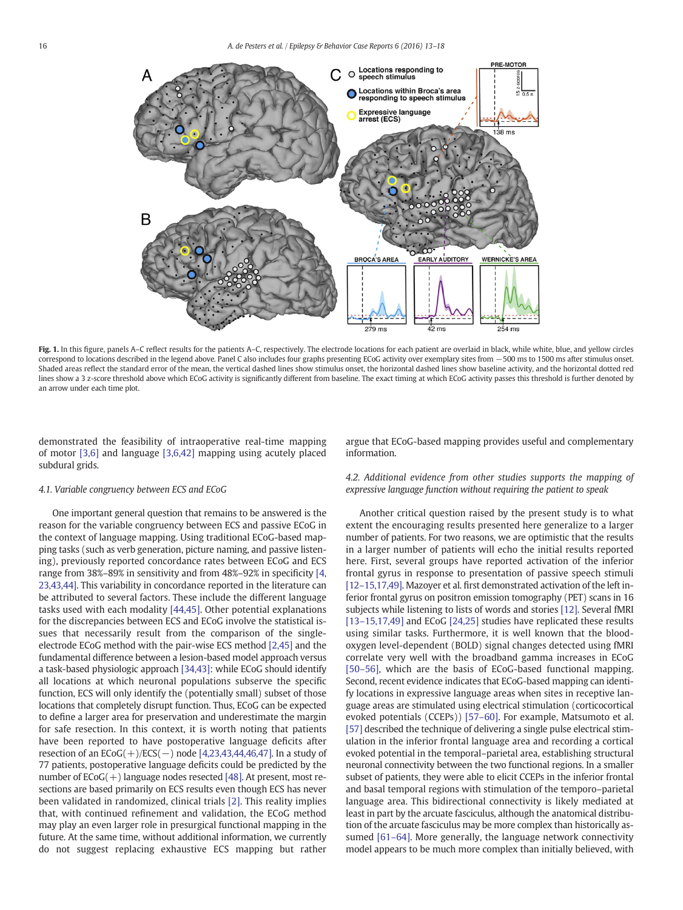**Fig. 1.** In this figure, panels A–C reflect results for the patients A–C, respectively. The electrode locations for each patient are overlaid in black, while white, blue, and yellow circles correspond to locations described in the legend above. Panel C also includes four graphs presenting ECoG activity over exemplary sites from −500 ms to 1500 ms after stimulus onset. Shaded areas reflect the standard error of the mean, the vertical dashed lines show stimulus onset, the horizontal dashed lines show baseline activity, and the horizontal dotted red lines show a 3 z-score threshold above which ECoG activity is significantly different from baseline. The exact timing at which ECoG activity passes this threshold is further denoted by an arrow under each time plot.

demonstrated the feasibility of intraoperative real-time mapping of motor [3,6] and language [3,6,42] mapping using acutely placed subdural grids.

### 4.1. Variable congruency between ECS and ECoG

One important general question that remains to be answered is the reason for the variable congruency between ECS and passive ECoG in the context of language mapping. Using traditional ECoG-based mapping tasks (such as verb generation, picture naming, and passive listening), previously reported concordance rates between ECoG and ECS range from 38%–89% in sensitivity and from 48%–92% in specificity [4,23,43,44]. This variability in concordance reported in the literature can be attributed to several factors. These include the different language tasks used with each modality [44,45]. Other potential explanations for the discrepancies between ECS and ECoG involve the statistical issues that necessarily result from the comparison of the single-electrode ECoG method with the pair-wise ECS method [2,45] and the fundamental difference between a lesion-based model approach versus a task-based physiologic approach [34,43]: while ECoG should identify all locations at which neuronal populations subserve the specific function, ECS will only identify the (potentially small) subset of those locations that completely disrupt function. Thus, ECoG can be expected to define a larger area for preservation and underestimate the margin for safe resection. In this context, it is worth noting that patients have been reported to have postoperative language deficits after resection of an ECoG(+)/ECS(−) node [4,23,43,44,46,47]. In a study of 77 patients, postoperative language deficits could be predicted by the number of ECoG(+) language nodes resected [48]. At present, most resections are based primarily on ECS results even though ECS has never been validated in randomized, clinical trials [2]. This reality implies that, with continued refinement and validation, the ECoG method may play an even larger role in presurgical functional mapping in the future. At the same time, without additional information, we currently do not suggest replacing exhaustive ECS mapping but rather argue that ECoG-based mapping provides useful and complementary information.

### 4.2. Additional evidence from other studies supports the mapping of expressive language function without requiring the patient to speak

Another critical question raised by the present study is to what extent the encouraging results presented here generalize to a larger number of patients. For two reasons, we are optimistic that the results in a larger number of patients will echo the initial results reported here. First, several groups have reported activation of the inferior frontal gyrus in response to presentation of passive speech stimuli [12–15,17,49]. Mazoyer et al. first demonstrated activation of the left inferior frontal gyrus on positron emission tomography (PET) scans in 16 subjects while listening to lists of words and stories [12]. Several fMRI [13–15,17,49] and ECoG [24,25] studies have replicated these results using similar tasks. Furthermore, it is well known that the blood-oxygen level-dependent (BOLD) signal changes detected using fMRI correlate very well with the broadband gamma increases in ECoG [50–56], which are the basis of ECoG-based functional mapping. Second, recent evidence indicates that ECoG-based mapping can identify locations in expressive language areas when sites in receptive language areas are stimulated using electrical stimulation (corticocortical evoked potentials (CCEPs)) [57–60]. For example, Matsumoto et al. [57] described the technique of delivering a single pulse electrical stimulation in the inferior frontal language area and recording a cortical evoked potential in the temporal–parietal area, establishing structural neuronal connectivity between the two functional regions. In a smaller subset of patients, they were able to elicit CCEPs in the inferior frontal and basal temporal regions with stimulation of the temporo–parietal language area. This bidirectional connectivity is likely mediated at least in part by the arcuate fasciculus, although the anatomical distribution of the arcuate fasciculus may be more complex than historically assumed [61–64]. More generally, the language network connectivity model appears to be much more complex than initially believed, with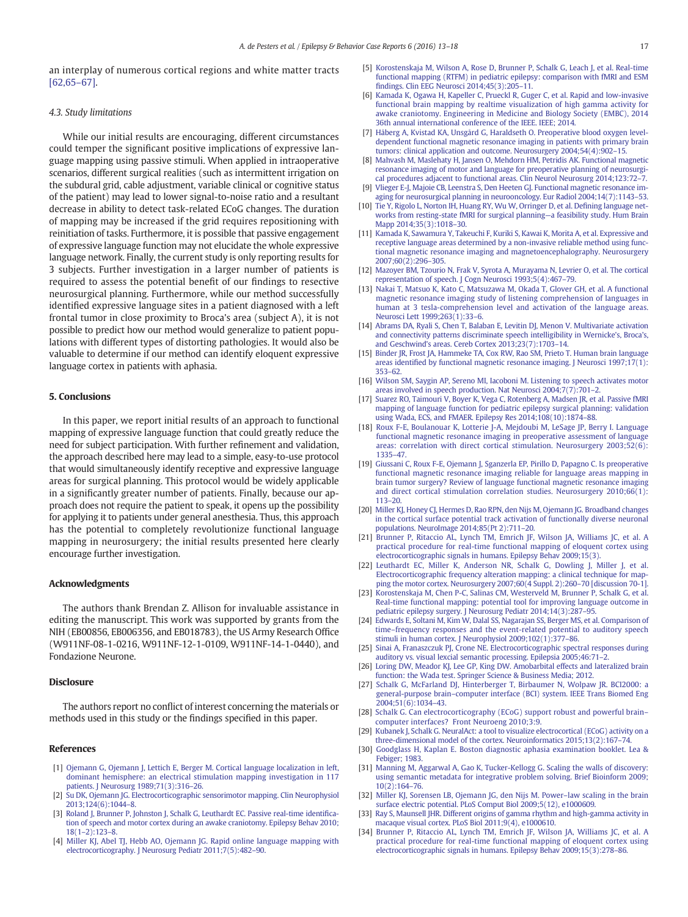an interplay of numerous cortical regions and white matter tracts [62,65–67].

### 4.3. Study limitations

While our initial results are encouraging, different circumstances could temper the significant positive implications of expressive language mapping using passive stimuli. When applied in intraoperative scenarios, different surgical realities (such as intermittent irrigation on the subdural grid, cable adjustment, variable clinical or cognitive status of the patient) may lead to lower signal-to-noise ratio and a resultant decrease in ability to detect task-related ECoG changes. The duration of mapping may be increased if the grid requires repositioning with reinitiation of tasks. Furthermore, it is possible that passive engagement of expressive language function may not elucidate the whole expressive language network. Finally, the current study is only reporting results for 3 subjects. Further investigation in a larger number of patients is required to assess the potential benefit of our findings to resective neurosurgical planning. Furthermore, while our method successfully identified expressive language sites in a patient diagnosed with a left frontal tumor in close proximity to Broca's area (subject A), it is not possible to predict how our method would generalize to patient populations with different types of distorting pathologies. It would also be valuable to determine if our method can identify eloquent expressive language cortex in patients with aphasia.

## 5. Conclusions

In this paper, we report initial results of an approach to functional mapping of expressive language function that could greatly reduce the need for subject participation. With further refinement and validation, the approach described here may lead to a simple, easy-to-use protocol that would simultaneously identify receptive and expressive language areas for surgical planning. This protocol would be widely applicable in a significantly greater number of patients. Finally, because our approach does not require the patient to speak, it opens up the possibility for applying it to patients under general anesthesia. Thus, this approach has the potential to completely revolutionize functional language mapping in neurosurgery; the initial results presented here clearly encourage further investigation.

## Acknowledgments

The authors thank Brendan Z. Allison for invaluable assistance in editing the manuscript. This work was supported by grants from the NIH (EB00856, EB006356, and EB018783), the US Army Research Office (W911NF-08-1-0216, W911NF-12-1-0109, W911NF-14-1-0440), and Fondazione Neurone.

## Disclosure

The authors report no conflict of interest concerning the materials or methods used in this study or the findings specified in this paper.

## References

[1] Ojemann G, Ojemann J, Lettich E, Berger M. Cortical language localization in left, dominant hemisphere: an electrical stimulation mapping investigation in 117 patients. J Neurosurg 1989;71(3):316–26.

[2] Su DK, Ojemann JG. Electrocorticographic sensorimotor mapping. Clin Neurophysiol 2013;124(6):1044–8.

[3] Roland J, Brunner P, Johnston J, Schalk G, Leuthardt EC. Passive real-time identification of speech and motor cortex during an awake craniotomy. Epilepsy Behav 2010; 18(1–2):123–8.

[4] Miller KJ, Abel TJ, Hebb AO, Ojemann JG. Rapid online language mapping with electrocorticography. J Neurosurg Pediatr 2011;7(5):482–90.

[5] Korostenskaja M, Wilson A, Rose D, Brunner P, Schalk G, Leach J, et al. Real-time functional mapping (RTFM) in pediatric epilepsy: comparison with fMRI and ESM findings. Clin EEG Neurosci 2014;45(3):205–11.

[6] Kamada K, Ogawa H, Kapeller C, Prueckl R, Guger C, et al. Rapid and low-invasive functional brain mapping by realtime visualization of high gamma activity for awake craniotomy. Engineering in Medicine and Biology Society (EMBC), 2014 36th annual international conference of the IEEE. IEEE; 2014.

[7] Håberg A, Kvistad KA, Unsgård G, Haraldseth O. Preoperative blood oxygen level-dependent functional magnetic resonance imaging in patients with primary brain tumors: clinical application and outcome. Neurosurgery 2004;54(4):902–15.

[8] Mahvash M, Maslehaty H, Jansen O, Mehdorn HM, Petridis AK. Functional magnetic resonance imaging of motor and language for preoperative planning of neurosurgical procedures adjacent to functional areas. Clin Neurol Neurosurg 2014;123:72–7.

[9] Vlieger E-J, Majoie CB, Leenstra S, Den Heeten GJ. Functional magnetic resonance imaging for neurosurgical planning in neurooncology. Eur Radiol 2004;14(7):1143–53.

[10] Tie Y, Rigolo L, Norton IH, Huang RY, Wu W, Orringer D, et al. Defining language networks from resting-state fMRI for surgical planning—a feasibility study. Hum Brain Mapp 2014;35(3):1018–30.

[11] Kamada K, Sawamura Y, Takeuchi F, Kuriki S, Kawai K, Morita A, et al. Expressive and receptive language areas determined by a non-invasive reliable method using functional magnetic resonance imaging and magnetoencephalography. Neurosurgery 2007;60(2):296–305.

[12] Mazoyer BM, Tzourio N, Frak V, Syrota A, Murayama N, Levrier O, et al. The cortical representation of speech. J Cogn Neurosci 1993;5(4):467–79.

[13] Nakai T, Matsuo K, Kato C, Matsuzawa M, Okada T, Glover GH, et al. A functional magnetic resonance imaging study of listening comprehension of languages in human at 3 tesla-comprehension level and activation of the language areas. Neurosci Lett 1999;263(1):33–6.

[14] Abrams DA, Ryali S, Chen T, Balaban E, Levitin DJ, Menon V. Multivariate activation and connectivity patterns discriminate speech intelligibility in Wernicke's, Broca's, and Geschwind's areas. Cereb Cortex 2013;23(7):1703–14.

[15] Binder JR, Frost JA, Hammeke TA, Cox RW, Rao SM, Prieto T. Human brain language areas identified by functional magnetic resonance imaging. J Neurosci 1997;17(1): 353–62.

[16] Wilson SM, Saygin AP, Sereno MI, Iacoboni M. Listening to speech activates motor areas involved in speech production. Nat Neurosci 2004;7(7):701–2.

[17] Suarez RO, Taimouri V, Boyer K, Vega C, Rotenberg A, Madsen JR, et al. Passive fMRI mapping of language function for pediatric epilepsy surgical planning: validation using Wada, ECS, and FMAER. Epilepsy Res 2014;108(10):1874–88.

[18] Roux F-E, Boulanouar K, Lotterie J-A, Mejdoubi M, LeSage JP, Berry I. Language functional magnetic resonance imaging in preoperative assessment of language areas: correlation with direct cortical stimulation. Neurosurgery 2003;52(6): 1335–47.

[19] Giussani C, Roux F-E, Ojemann J, Sganzerla EP, Pirillo D, Papagno C. Is preoperative functional magnetic resonance imaging reliable for language areas mapping in brain tumor surgery? Review of language functional magnetic resonance imaging and direct cortical stimulation correlation studies. Neurosurgery 2010;66(1): 113–20.

[20] Miller KJ, Honey CJ, Hermes D, Rao RPN, den Nijs M, Ojemann JG. Broadband changes in the cortical surface potential track activation of functionally diverse neuronal populations. NeuroImage 2014;85(Pt 2):711–20.

[21] Brunner P, Ritaccio AL, Lynch TM, Emrich JF, Wilson JA, Williams JC, et al. A practical procedure for real-time functional mapping of eloquent cortex using electrocorticographic signals in humans. Epilepsy Behav 2009;15(3).

[22] Leuthardt EC, Miller K, Anderson NR, Schalk G, Dowling J, Miller J, et al. Electrocorticographic frequency alteration mapping: a clinical technique for mapping the motor cortex. Neurosurgery 2007;60(4 Suppl. 2):260–70 [discussion 70-1].

[23] Korostenskaja M, Chen P-C, Salinas CM, Westerveld M, Brunner P, Schalk G, et al. Real-time functional mapping: potential tool for improving language outcome in pediatric epilepsy surgery. J Neurosurg Pediatr 2014;14(3):287–95.

[24] Edwards E, Soltani M, Kim W, Dalal SS, Nagarajan SS, Berger MS, et al. Comparison of time–frequency responses and the event-related potential to auditory speech stimuli in human cortex. J Neurophysiol 2009;102(1):377–86.

[25] Sinai A, Franaszczuk PJ, Crone NE. Electrocorticographic spectral responses during auditory vs. visual lexcial semantic processing. Epilepsia 2005;46:71–2.

[26] Loring DW, Meador KJ, Lee GP, King DW. Amobarbital effects and lateralized brain function: the Wada test. Springer Science & Business Media; 2012.

[27] Schalk G, McFarland DJ, Hinterberger T, Birbaumer N, Wolpaw JR. BCI2000: a general-purpose brain–computer interface (BCI) system. IEEE Trans Biomed Eng 2004;51(6):1034–43.

[28] Schalk G. Can electrocorticography (ECoG) support robust and powerful brain–computer interfaces? Front Neuroeng 2010;3:9.

[29] Kubanek J, Schalk G. NeuralAct: a tool to visualize electrocortical (ECoG) activity on a three-dimensional model of the cortex. Neuroinformatics 2015;13(2):167–74.

[30] Goodglass H, Kaplan E. Boston diagnostic aphasia examination booklet. Lea & Febiger; 1983.

[31] Manning M, Aggarwal A, Gao K, Tucker-Kellogg G. Scaling the walls of discovery: using semantic metadata for integrative problem solving. Brief Bioinform 2009; 10(2):164–76.

[32] Miller KJ, Sorensen LB, Ojemann JG, den Nijs M. Power–law scaling in the brain surface electric potential. PLoS Comput Biol 2009;5(12), e1000609.

[33] Ray S, Maunsell JHR. Different origins of gamma rhythm and high-gamma activity in macaque visual cortex. PLoS Biol 2011;9(4), e1000610.

[34] Brunner P, Ritaccio AL, Lynch TM, Emrich JF, Wilson JA, Williams JC, et al. A practical procedure for real-time functional mapping of eloquent cortex using electrocorticographic signals in humans. Epilepsy Behav 2009;15(3):278–86.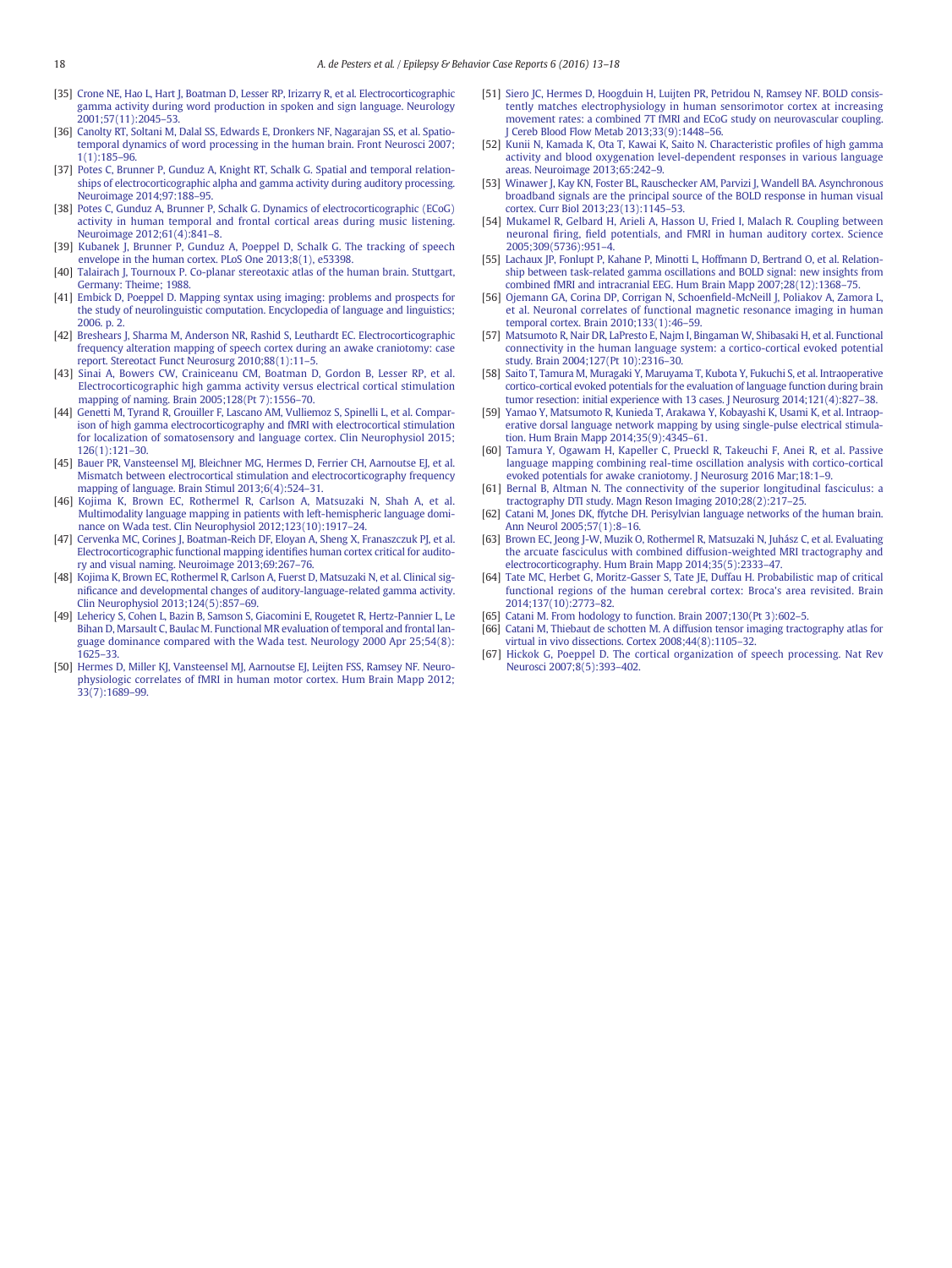[35] Crone NE, Hao L, Hart J, Boatman D, Lesser RP, Irizarry R, et al. Electrocorticographic gamma activity during word production in spoken and sign language. Neurology 2001;57(11):2045–53.

[36] Canolty RT, Soltani M, Dalal SS, Edwards E, Dronkers NF, Nagarajan SS, et al. Spatiotemporal dynamics of word processing in the human brain. Front Neurosci 2007;1(1):185–96.

[37] Potes C, Brunner P, Gunduz A, Knight RT, Schalk G. Spatial and temporal relationships of electrocorticographic alpha and gamma activity during auditory processing. Neuroimage 2014;97:188–95.

[38] Potes C, Gunduz A, Brunner P, Schalk G. Dynamics of electrocorticographic (ECoG) activity in human temporal and frontal cortical areas during music listening. Neuroimage 2012;61(4):841–8.

[39] Kubanek J, Brunner P, Gunduz A, Poeppel D, Schalk G. The tracking of speech envelope in the human cortex. PLoS One 2013;8(1), e53398.

[40] Talairach J, Tournoux P. Co-planar stereotaxic atlas of the human brain. Stuttgart, Germany: Theime; 1988.

[41] Embick D, Poeppel D. Mapping syntax using imaging: problems and prospects for the study of neurolinguistic computation. Encyclopedia of language and linguistics; 2006. p. 2.

[42] Breshears J, Sharma M, Anderson NR, Rashid S, Leuthardt EC. Electrocorticographic frequency alteration mapping of speech cortex during an awake craniotomy: case report. Stereotact Funct Neurosurg 2010;88(1):11–5.

[43] Sinai A, Bowers CW, Crainiceanu CM, Boatman D, Gordon B, Lesser RP, et al. Electrocorticographic high gamma activity versus electrical cortical stimulation mapping of naming. Brain 2005;128(Pt 7):1556–70.

[44] Genetti M, Tyrand R, Grouiller F, Lascano AM, Vulliemoz S, Spinelli L, et al. Comparison of high gamma electrocorticography and fMRI with electrocortical stimulation for localization of somatosensory and language cortex. Clin Neurophysiol 2015;126(1):121–30.

[45] Bauer PR, Vansteensel MJ, Bleichner MG, Hermes D, Ferrier CH, Aarnoutse EJ, et al. Mismatch between electrocortical stimulation and electrocorticography frequency mapping of language. Brain Stimul 2013;6(4):524–31.

[46] Kojima K, Brown EC, Rothermel R, Carlson A, Matsuzaki N, Shah A, et al. Multimodality language mapping in patients with left-hemispheric language dominance on Wada test. Clin Neurophysiol 2012;123(10):1917–24.

[47] Cervenka MC, Corines J, Boatman-Reich DF, Eloyan A, Sheng X, Franaszczuk PJ, et al. Electrocorticographic functional mapping identifies human cortex critical for auditory and visual naming. Neuroimage 2013;69:267–76.

[48] Kojima K, Brown EC, Rothermel R, Carlson A, Fuerst D, Matsuzaki N, et al. Clinical significance and developmental changes of auditory-language-related gamma activity. Clin Neurophysiol 2013;124(5):857–69.

[49] Lehericy S, Cohen L, Bazin B, Samson S, Giacomini E, Rougetet R, Hertz-Pannier L, Le Bihan D, Marsault C, Baulac M. Functional MR evaluation of temporal and frontal language dominance compared with the Wada test. Neurology 2000 Apr 25;54(8):1625–33.

[50] Hermes D, Miller KJ, Vansteensel MJ, Aarnoutse EJ, Leijten FSS, Ramsey NF. Neurophysiologic correlates of fMRI in human motor cortex. Hum Brain Mapp 2012;33(7):1689–99.

[51] Siero JC, Hermes D, Hoogduin H, Luijten PR, Petridou N, Ramsey NF. BOLD consistently matches electrophysiology in human sensorimotor cortex at increasing movement rates: a combined 7T fMRI and ECoG study on neurovascular coupling. J Cereb Blood Flow Metab 2013;33(9):1448–56.

[52] Kunii N, Kamada K, Ota T, Kawai K, Saito N. Characteristic profiles of high gamma activity and blood oxygenation level-dependent responses in various language areas. Neuroimage 2013;65:242–9.

[53] Winawer J, Kay KN, Foster BL, Rauschecker AM, Parvizi J, Wandell BA. Asynchronous broadband signals are the principal source of the BOLD response in human visual cortex. Curr Biol 2013;23(13):1145–53.

[54] Mukamel R, Gelbard H, Arieli A, Hasson U, Fried I, Malach R. Coupling between neuronal firing, field potentials, and FMRI in human auditory cortex. Science 2005;309(5736):951–4.

[55] Lachaux JP, Fonlupt P, Kahane P, Minotti L, Hoffmann D, Bertrand O, et al. Relationship between task-related gamma oscillations and BOLD signal: new insights from combined fMRI and intracranial EEG. Hum Brain Mapp 2007;28(12):1368–75.

[56] Ojemann GA, Corina DP, Corrigan N, Schoenfield-McNeill J, Poliakov A, Zamora L, et al. Neuronal correlates of functional magnetic resonance imaging in human temporal cortex. Brain 2010;133(1):46–59.

[57] Matsumoto R, Nair DR, LaPresto E, Najm I, Bingaman W, Shibasaki H, et al. Functional connectivity in the human language system: a cortico-cortical evoked potential study. Brain 2004;127(Pt 10):2316–30.

[58] Saito T, Tamura M, Muragaki Y, Maruyama T, Kubota Y, Fukuchi S, et al. Intraoperative cortico-cortical evoked potentials for the evaluation of language function during brain tumor resection: initial experience with 13 cases. J Neurosurg 2014;121(4):827–38.

[59] Yamao Y, Matsumoto R, Kunieda T, Arakawa Y, Kobayashi K, Usami K, et al. Intraoperative dorsal language network mapping by using single-pulse electrical stimulation. Hum Brain Mapp 2014;35(9):4345–61.

[60] Tamura Y, Ogawam H, Kapeller C, Prueckl R, Takeuchi F, Anei R, et al. Passive language mapping combining real-time oscillation analysis with cortico-cortical evoked potentials for awake craniotomy. J Neurosurg 2016 Mar;18:1–9.

[61] Bernal B, Altman N. The connectivity of the superior longitudinal fasciculus: a tractography DTI study. Magn Reson Imaging 2010;28(2):217–25.

[62] Catani M, Jones DK, ffytche DH. Perisylvian language networks of the human brain. Ann Neurol 2005;57(1):8–16.

[63] Brown EC, Jeong J-W, Muzik O, Rothermel R, Matsuzaki N, Juhász C, et al. Evaluating the arcuate fasciculus with combined diffusion-weighted MRI tractography and electrocorticography. Hum Brain Mapp 2014;35(5):2333–47.

[64] Tate MC, Herbet G, Moritz-Gasser S, Tate JE, Duffau H. Probabilistic map of critical functional regions of the human cerebral cortex: Broca's area revisited. Brain 2014;137(10):2773–82.

[65] Catani M. From hodology to function. Brain 2007;130(Pt 3):602–5.

[66] Catani M, Thiebaut de schotten M. A diffusion tensor imaging tractography atlas for virtual in vivo dissections. Cortex 2008;44(8):1105–32.

[67] Hickok G, Poeppel D. The cortical organization of speech processing. Nat Rev Neurosci 2007;8(5):393–402.